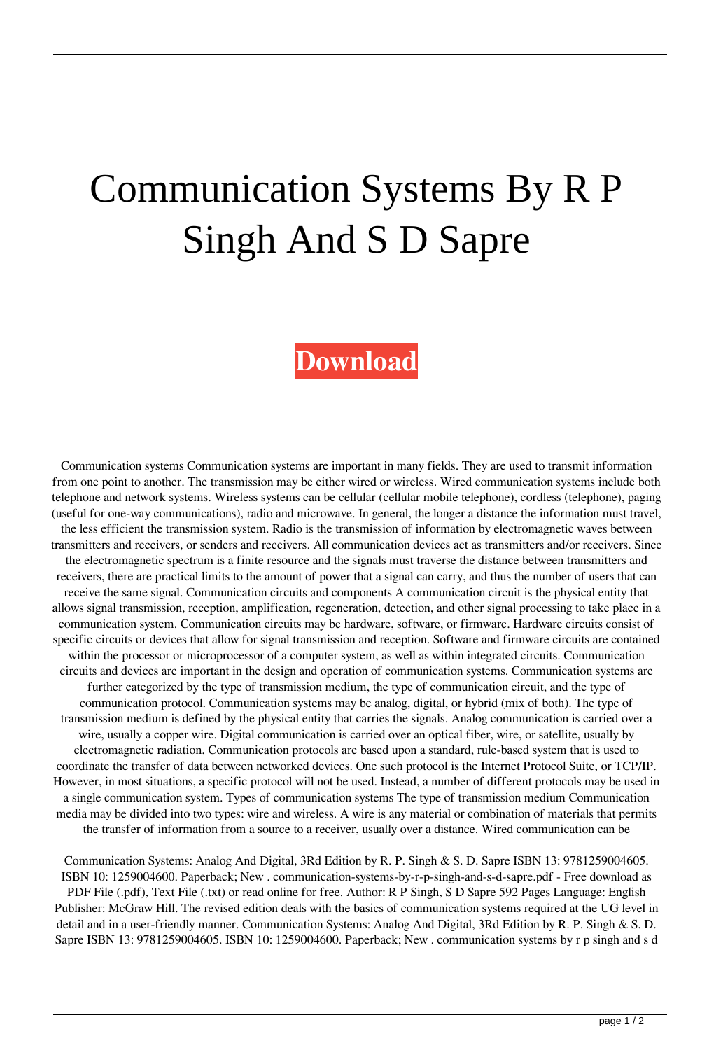# Communication Systems By R P Singh And S D Sapre

**Download**

Communication systems Communication systems are important in many fields. They are used to transmit information from one point to another. The transmission may be either wired or wireless. Wired communication systems include both telephone and network systems. Wireless systems can be cellular (cellular mobile telephone), cordless (telephone), paging (useful for one-way communications), radio and microwave. In general, the longer a distance the information must travel, the less efficient the transmission system. Radio is the transmission of information by electromagnetic waves between transmitters and receivers, or senders and receivers. All communication devices act as transmitters and/or receivers. Since the electromagnetic spectrum is a finite resource and the signals must traverse the distance between transmitters and receivers, there are practical limits to the amount of power that a signal can carry, and thus the number of users that can receive the same signal. Communication circuits and components A communication circuit is the physical entity that allows signal transmission, reception, amplification, regeneration, detection, and other signal processing to take place in a communication system. Communication circuits may be hardware, software, or firmware. Hardware circuits consist of specific circuits or devices that allow for signal transmission and reception. Software and firmware circuits are contained within the processor or microprocessor of a computer system, as well as within integrated circuits. Communication circuits and devices are important in the design and operation of communication systems. Communication systems are further categorized by the type of transmission medium, the type of communication circuit, and the type of communication protocol. Communication systems may be analog, digital, or hybrid (mix of both). The type of transmission medium is defined by the physical entity that carries the signals. Analog communication is carried over a wire, usually a copper wire. Digital communication is carried over an optical fiber, wire, or satellite, usually by electromagnetic radiation. Communication protocols are based upon a standard, rule-based system that is used to coordinate the transfer of data between networked devices. One such protocol is the Internet Protocol Suite, or TCP/IP. However, in most situations, a specific protocol will not be used. Instead, a number of different protocols may be used in a single communication system. Types of communication systems The type of transmission medium Communication media may be divided into two types: wire and wireless. A wire is any material or combination of materials that permits the transfer of information from a source to a receiver, usually over a distance. Wired communication can be

Communication Systems: Analog And Digital, 3Rd Edition by R. P. Singh & S. D. Sapre ISBN 13: 9781259004605. ISBN 10: 1259004600. Paperback; New . communication-systems-by-r-p-singh-and-s-d-sapre.pdf - Free download as PDF File (.pdf), Text File (.txt) or read online for free. Author: R P Singh, S D Sapre 592 Pages Language: English Publisher: McGraw Hill. The revised edition deals with the basics of communication systems required at the UG level in detail and in a user-friendly manner. Communication Systems: Analog And Digital, 3Rd Edition by R. P. Singh & S. D. Sapre ISBN 13: 9781259004605. ISBN 10: 1259004600. Paperback; New . communication systems by r p singh and s d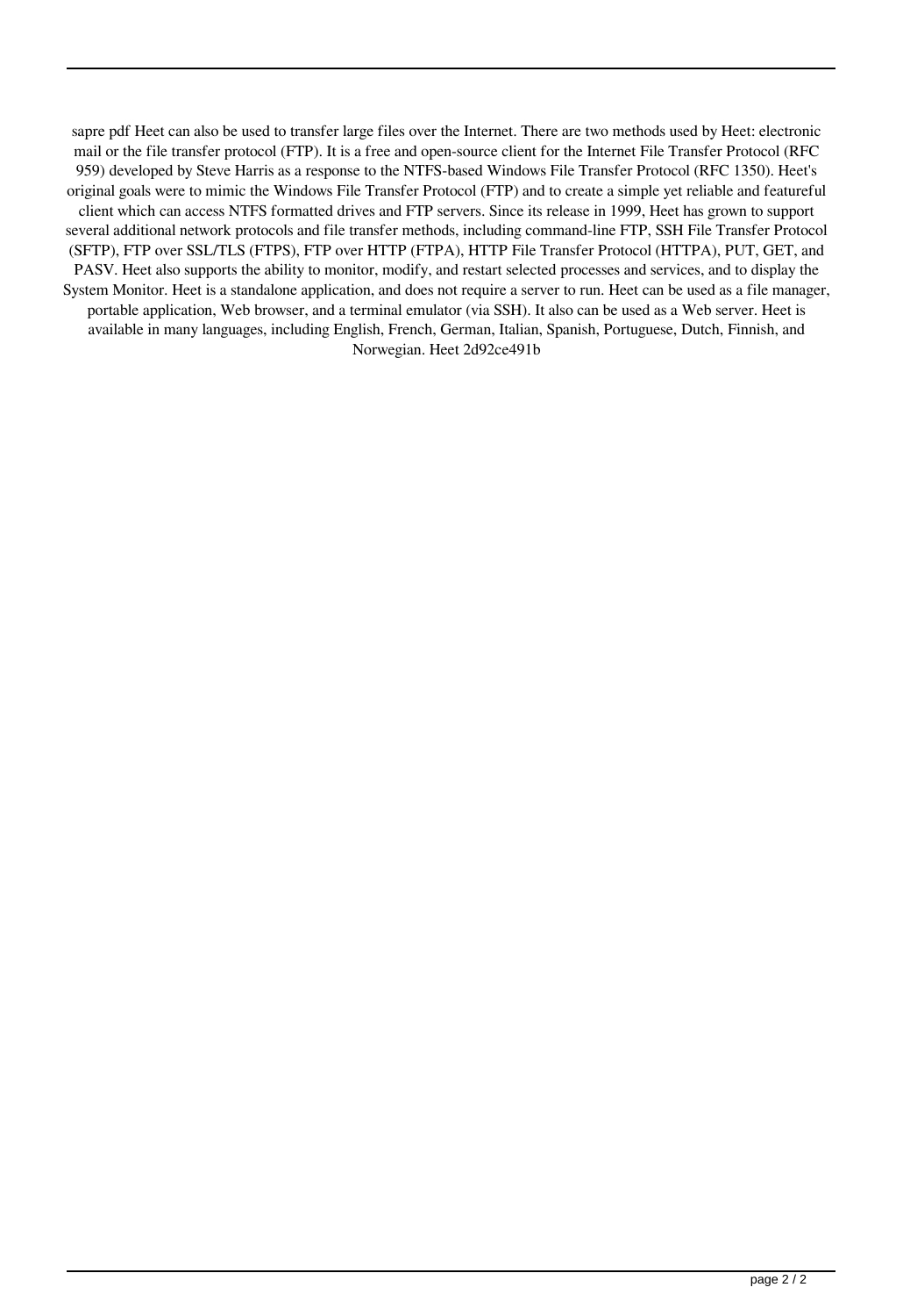sapre pdf Heet can also be used to transfer large files over the Internet. There are two methods used by Heet: electronic mail or the file transfer protocol (FTP). It is a free and open-source client for the Internet File Transfer Protocol (RFC 959) developed by Steve Harris as a response to the NTFS-based Windows File Transfer Protocol (RFC 1350). Heet's original goals were to mimic the Windows File Transfer Protocol (FTP) and to create a simple yet reliable and featureful client which can access NTFS formatted drives and FTP servers. Since its release in 1999, Heet has grown to support several additional network protocols and file transfer methods, including command-line FTP, SSH File Transfer Protocol (SFTP), FTP over SSL/TLS (FTPS), FTP over HTTP (FTPA), HTTP File Transfer Protocol (HTTPA), PUT, GET, and PASV. Heet also supports the ability to monitor, modify, and restart selected processes and services, and to display the System Monitor. Heet is a standalone application, and does not require a server to run. Heet can be used as a file manager, portable application, Web browser, and a terminal emulator (via SSH). It also can be used as a Web server. Heet is available in many languages, including English, French, German, Italian, Spanish, Portuguese, Dutch, Finnish, and Norwegian. Heet 2d92ce491b